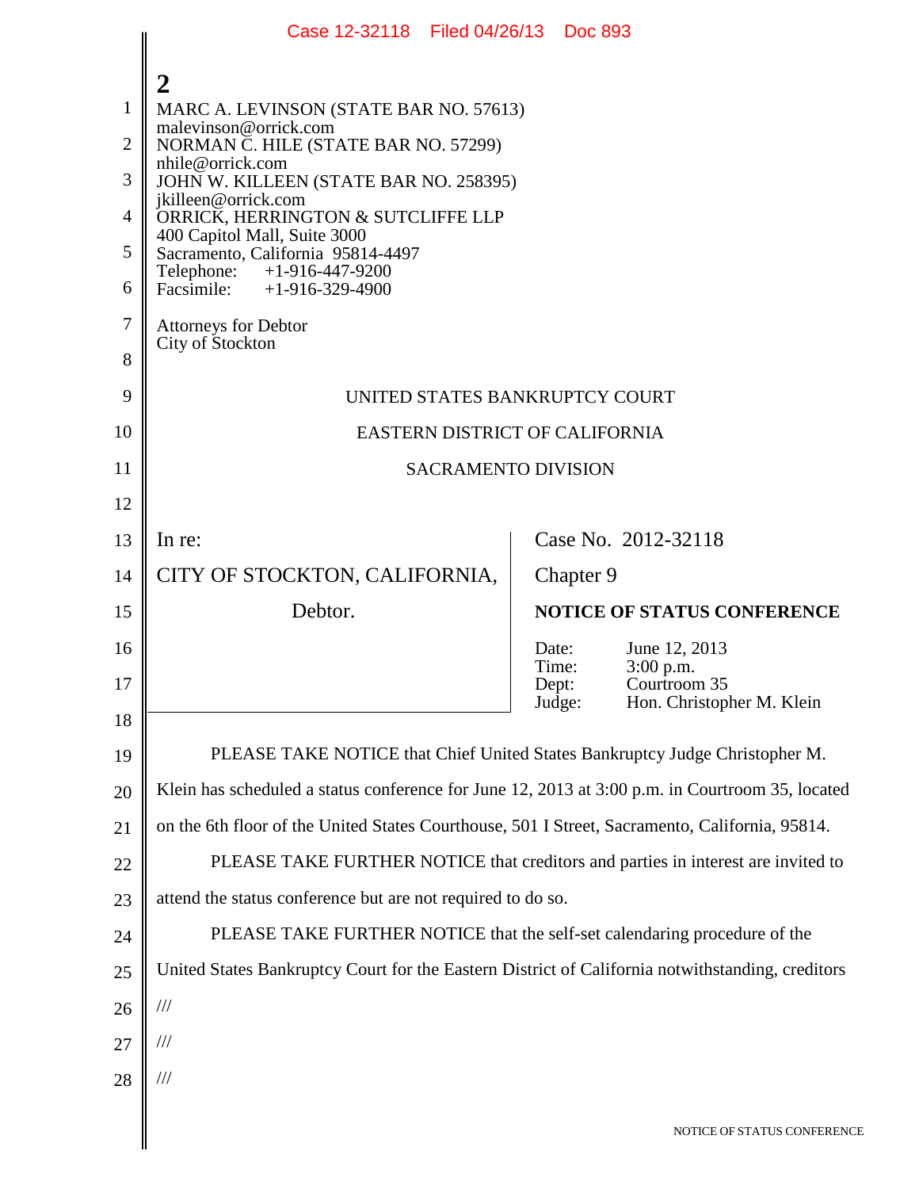MARC A. LEVINSON (STATE BAR NO. 57613)
malevinson@orrick.com
NORMAN C. HILE (STATE BAR NO. 57299)
nhile@orrick.com
JOHN W. KILLEEN (STATE BAR NO. 258395)
jkilleen@orrick.com
ORRICK, HERRINGTON & SUTCLIFFE LLP
400 Capitol Mall, Suite 3000
Sacramento, California 95814-4497
Telephone: +1-916-447-9200
Facsimile: +1-916-329-4900

Attorneys for Debtor
City of Stockton

UNITED STATES BANKRUPTCY COURT

EASTERN DISTRICT OF CALIFORNIA

SACRAMENTO DIVISION

| | |
|---|---|
| In re:<br><br>CITY OF STOCKTON, CALIFORNIA,<br><br>Debtor. | Case No. 2012-32118<br><br>Chapter 9<br><br>**NOTICE OF STATUS CONFERENCE**<br><br>Date: June 12, 2013<br>Time: 3:00 p.m.<br>Dept: Courtroom 35<br>Judge: Hon. Christopher M. Klein |

PLEASE TAKE NOTICE that Chief United States Bankruptcy Judge Christopher M. Klein has scheduled a status conference for June 12, 2013 at 3:00 p.m. in Courtroom 35, located on the 6th floor of the United States Courthouse, 501 I Street, Sacramento, California, 95814.

PLEASE TAKE FURTHER NOTICE that creditors and parties in interest are invited to attend the status conference but are not required to do so.

PLEASE TAKE FURTHER NOTICE that the self-set calendaring procedure of the United States Bankruptcy Court for the Eastern District of California notwithstanding, creditors

///

///

///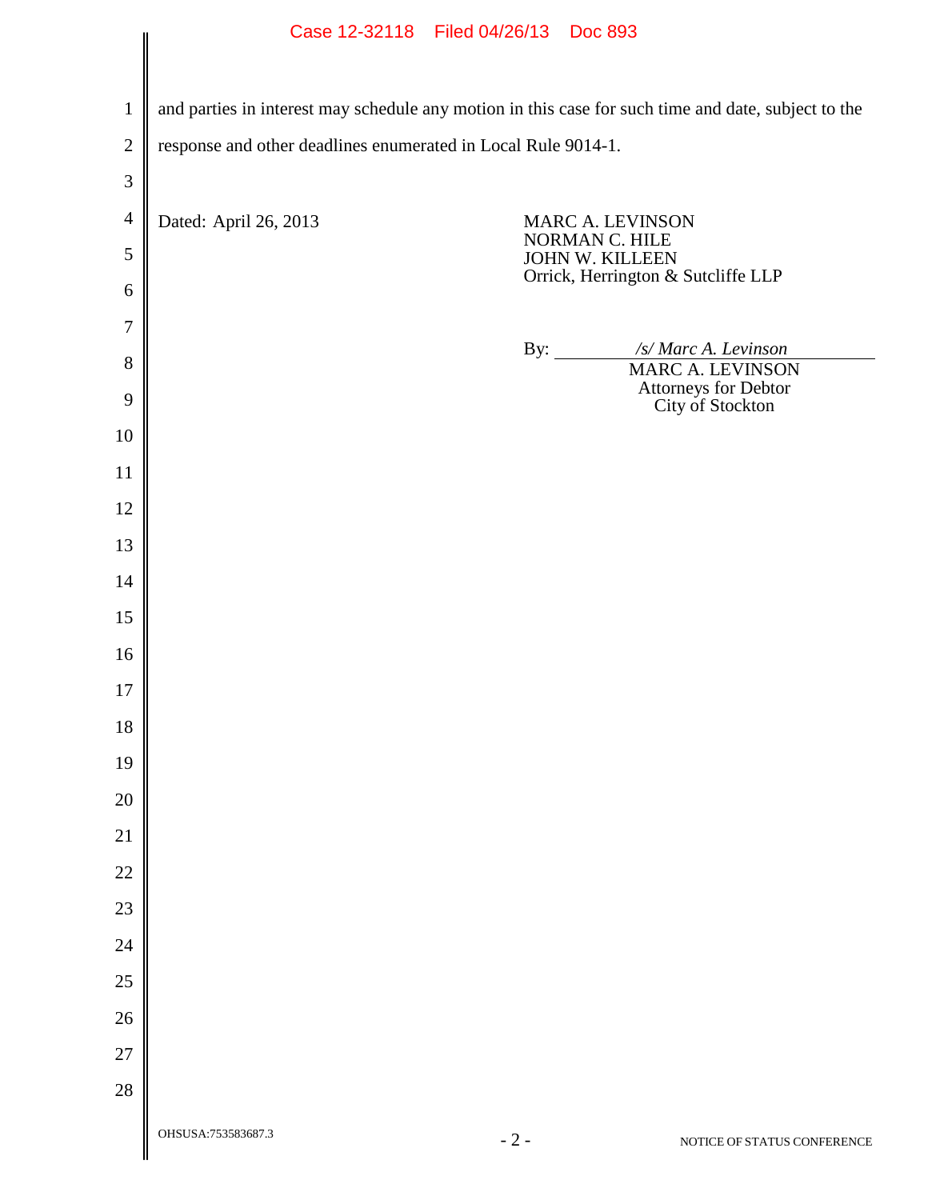and parties in interest may schedule any motion in this case for such time and date, subject to the response and other deadlines enumerated in Local Rule 9014-1.

Dated: April 26, 2013

MARC A. LEVINSON
NORMAN C. HILE
JOHN W. KILLEEN
Orrick, Herrington & Sutcliffe LLP

By: */s/ Marc A. Levinson*
MARC A. LEVINSON
Attorneys for Debtor
City of Stockton